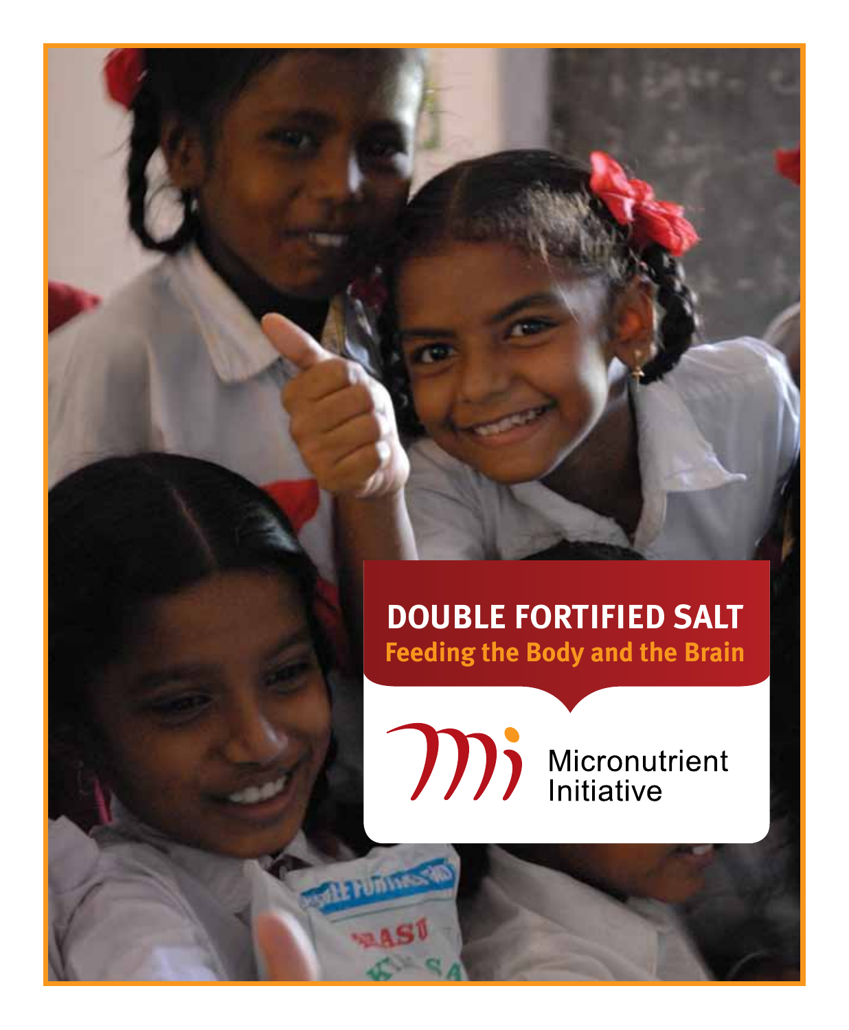# DOUBLE FORTIFIED SALT

## Feeding the Body and the Brain

Micronutrient Initiative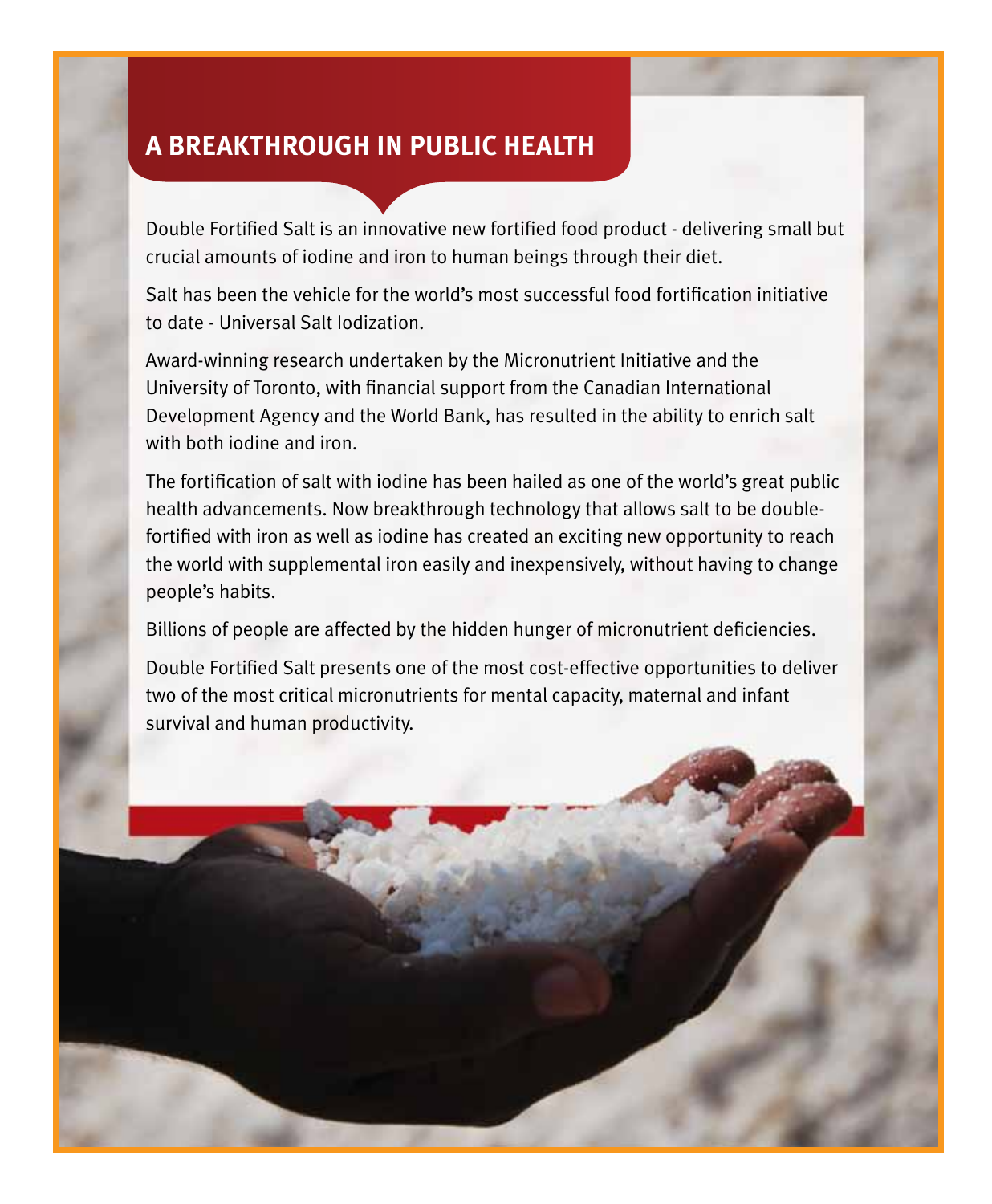## A BREAKTHROUGH IN PUBLIC HEALTH

Double Fortified Salt is an innovative new fortified food product - delivering small but crucial amounts of iodine and iron to human beings through their diet.

Salt has been the vehicle for the world's most successful food fortification initiative to date - Universal Salt Iodization.

Award-winning research undertaken by the Micronutrient Initiative and the University of Toronto, with financial support from the Canadian International Development Agency and the World Bank, has resulted in the ability to enrich salt with both iodine and iron.

The fortification of salt with iodine has been hailed as one of the world's great public health advancements. Now breakthrough technology that allows salt to be double-fortified with iron as well as iodine has created an exciting new opportunity to reach the world with supplemental iron easily and inexpensively, without having to change people's habits.

Billions of people are affected by the hidden hunger of micronutrient deficiencies.

Double Fortified Salt presents one of the most cost-effective opportunities to deliver two of the most critical micronutrients for mental capacity, maternal and infant survival and human productivity.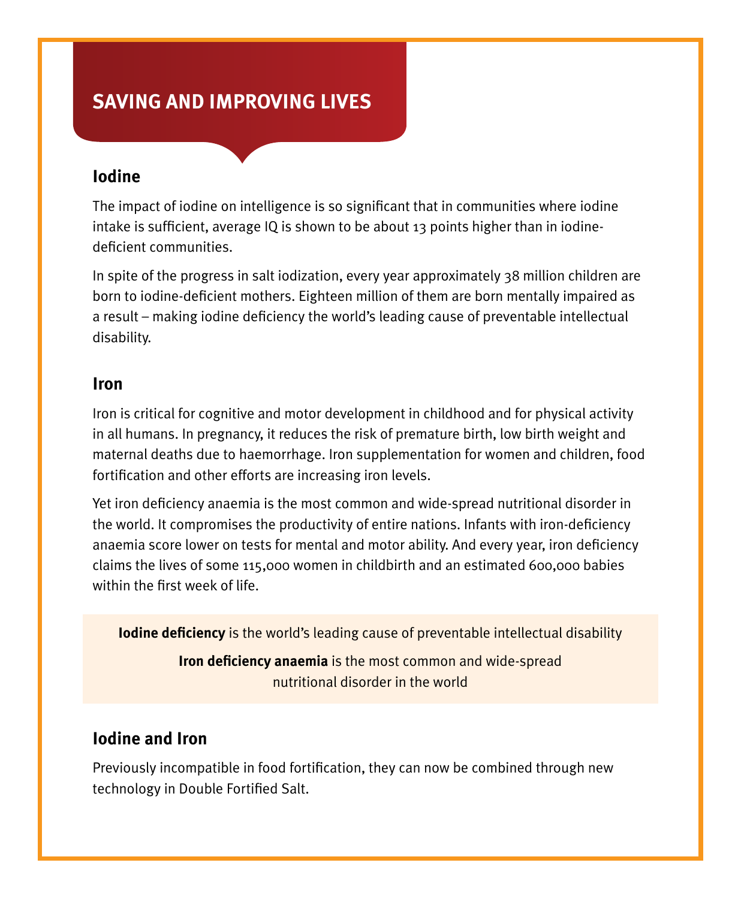# SAVING AND IMPROVING LIVES

## Iodine

The impact of iodine on intelligence is so significant that in communities where iodine intake is sufficient, average IQ is shown to be about 13 points higher than in iodine-deficient communities.

In spite of the progress in salt iodization, every year approximately 38 million children are born to iodine-deficient mothers. Eighteen million of them are born mentally impaired as a result – making iodine deficiency the world's leading cause of preventable intellectual disability.

## Iron

Iron is critical for cognitive and motor development in childhood and for physical activity in all humans. In pregnancy, it reduces the risk of premature birth, low birth weight and maternal deaths due to haemorrhage. Iron supplementation for women and children, food fortification and other efforts are increasing iron levels.

Yet iron deficiency anaemia is the most common and wide-spread nutritional disorder in the world. It compromises the productivity of entire nations. Infants with iron-deficiency anaemia score lower on tests for mental and motor ability. And every year, iron deficiency claims the lives of some 115,000 women in childbirth and an estimated 600,000 babies within the first week of life.

**Iodine deficiency** is the world's leading cause of preventable intellectual disability

**Iron deficiency anaemia** is the most common and wide-spread nutritional disorder in the world

## Iodine and Iron

Previously incompatible in food fortification, they can now be combined through new technology in Double Fortified Salt.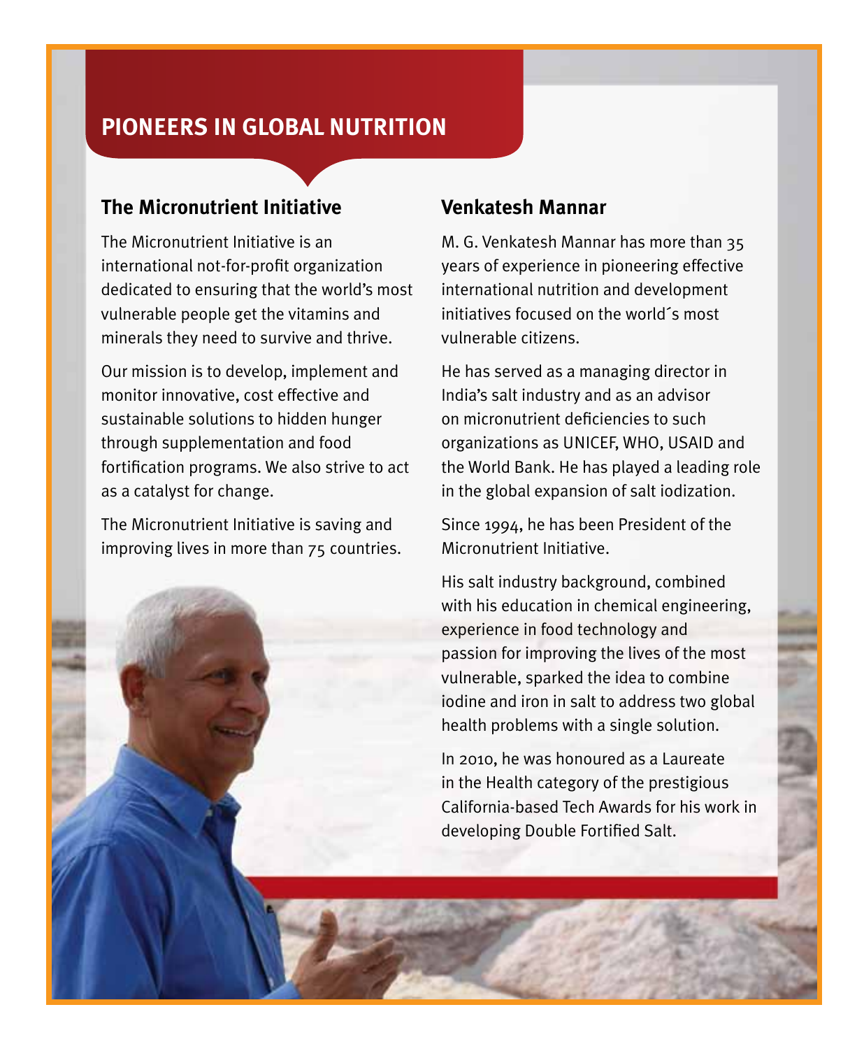# PIONEERS IN GLOBAL NUTRITION

## The Micronutrient Initiative

The Micronutrient Initiative is an international not-for-profit organization dedicated to ensuring that the world's most vulnerable people get the vitamins and minerals they need to survive and thrive.

Our mission is to develop, implement and monitor innovative, cost effective and sustainable solutions to hidden hunger through supplementation and food fortification programs. We also strive to act as a catalyst for change.

The Micronutrient Initiative is saving and improving lives in more than 75 countries.

## Venkatesh Mannar

M. G. Venkatesh Mannar has more than 35 years of experience in pioneering effective international nutrition and development initiatives focused on the world´s most vulnerable citizens.

He has served as a managing director in India's salt industry and as an advisor on micronutrient deficiencies to such organizations as UNICEF, WHO, USAID and the World Bank. He has played a leading role in the global expansion of salt iodization.

Since 1994, he has been President of the Micronutrient Initiative.

His salt industry background, combined with his education in chemical engineering, experience in food technology and passion for improving the lives of the most vulnerable, sparked the idea to combine iodine and iron in salt to address two global health problems with a single solution.

In 2010, he was honoured as a Laureate in the Health category of the prestigious California-based Tech Awards for his work in developing Double Fortified Salt.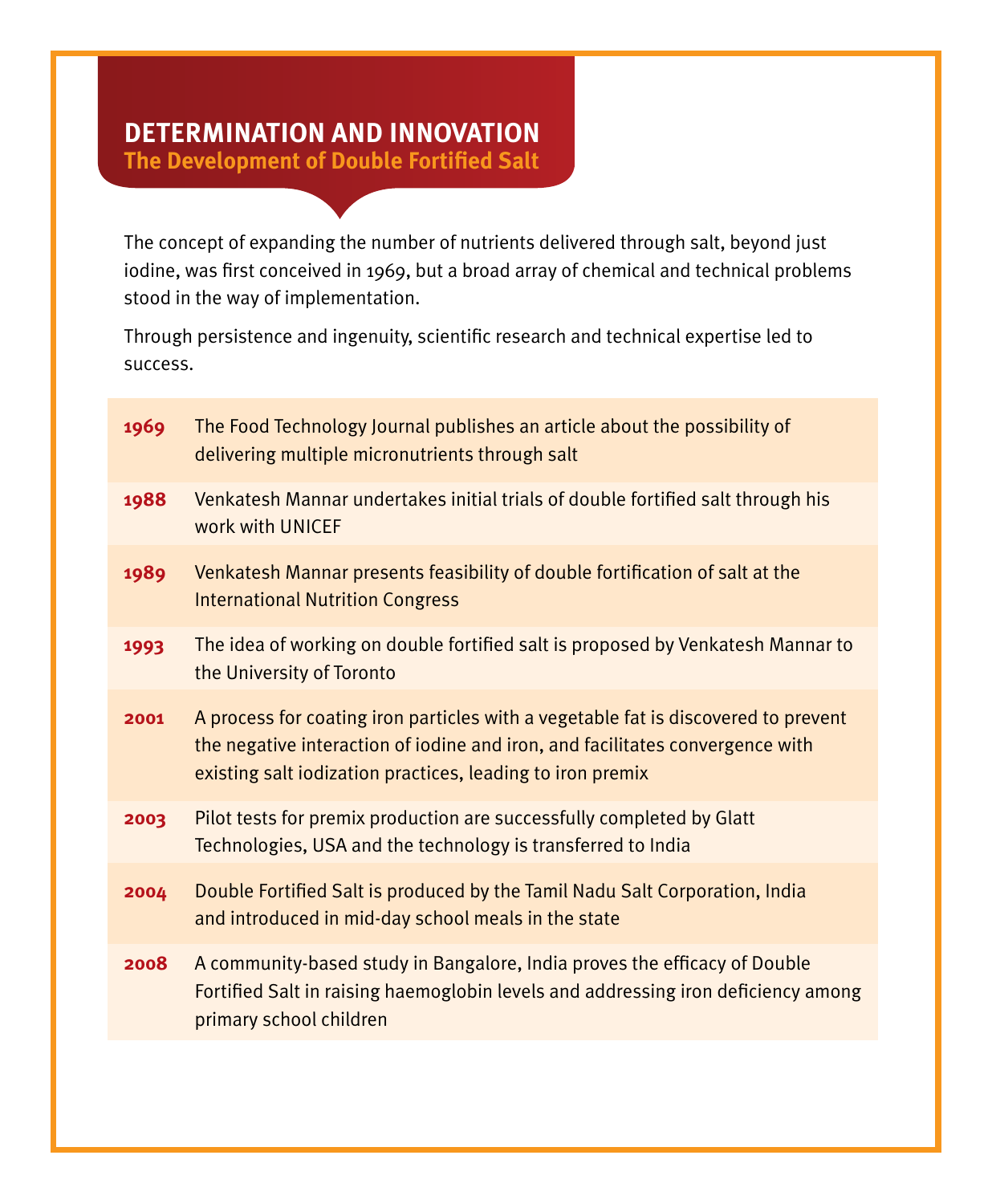# DETERMINATION AND INNOVATION

## The Development of Double Fortified Salt

The concept of expanding the number of nutrients delivered through salt, beyond just iodine, was first conceived in 1969, but a broad array of chemical and technical problems stood in the way of implementation.

Through persistence and ingenuity, scientific research and technical expertise led to success.

| | |
|---|---|
| **1969** | The Food Technology Journal publishes an article about the possibility of delivering multiple micronutrients through salt |
| **1988** | Venkatesh Mannar undertakes initial trials of double fortified salt through his work with UNICEF |
| **1989** | Venkatesh Mannar presents feasibility of double fortification of salt at the International Nutrition Congress |
| **1993** | The idea of working on double fortified salt is proposed by Venkatesh Mannar to the University of Toronto |
| **2001** | A process for coating iron particles with a vegetable fat is discovered to prevent the negative interaction of iodine and iron, and facilitates convergence with existing salt iodization practices, leading to iron premix |
| **2003** | Pilot tests for premix production are successfully completed by Glatt Technologies, USA and the technology is transferred to India |
| **2004** | Double Fortified Salt is produced by the Tamil Nadu Salt Corporation, India and introduced in mid-day school meals in the state |
| **2008** | A community-based study in Bangalore, India proves the efficacy of Double Fortified Salt in raising haemoglobin levels and addressing iron deficiency among primary school children |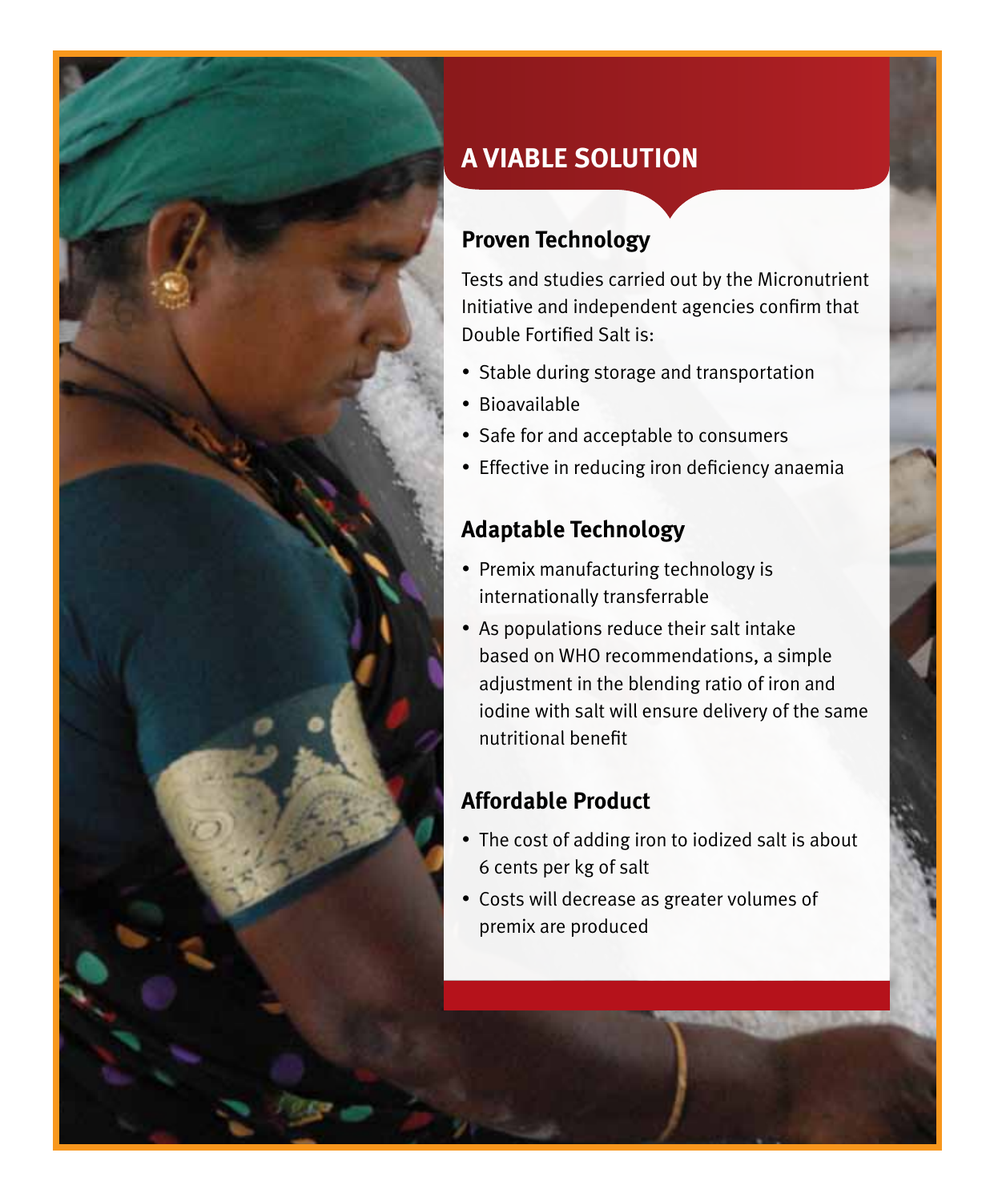# A VIABLE SOLUTION

## Proven Technology

Tests and studies carried out by the Micronutrient Initiative and independent agencies confirm that Double Fortified Salt is:

- Stable during storage and transportation
- Bioavailable
- Safe for and acceptable to consumers
- Effective in reducing iron deficiency anaemia

## Adaptable Technology

- Premix manufacturing technology is internationally transferrable
- As populations reduce their salt intake based on WHO recommendations, a simple adjustment in the blending ratio of iron and iodine with salt will ensure delivery of the same nutritional benefit

## Affordable Product

- The cost of adding iron to iodized salt is about 6 cents per kg of salt
- Costs will decrease as greater volumes of premix are produced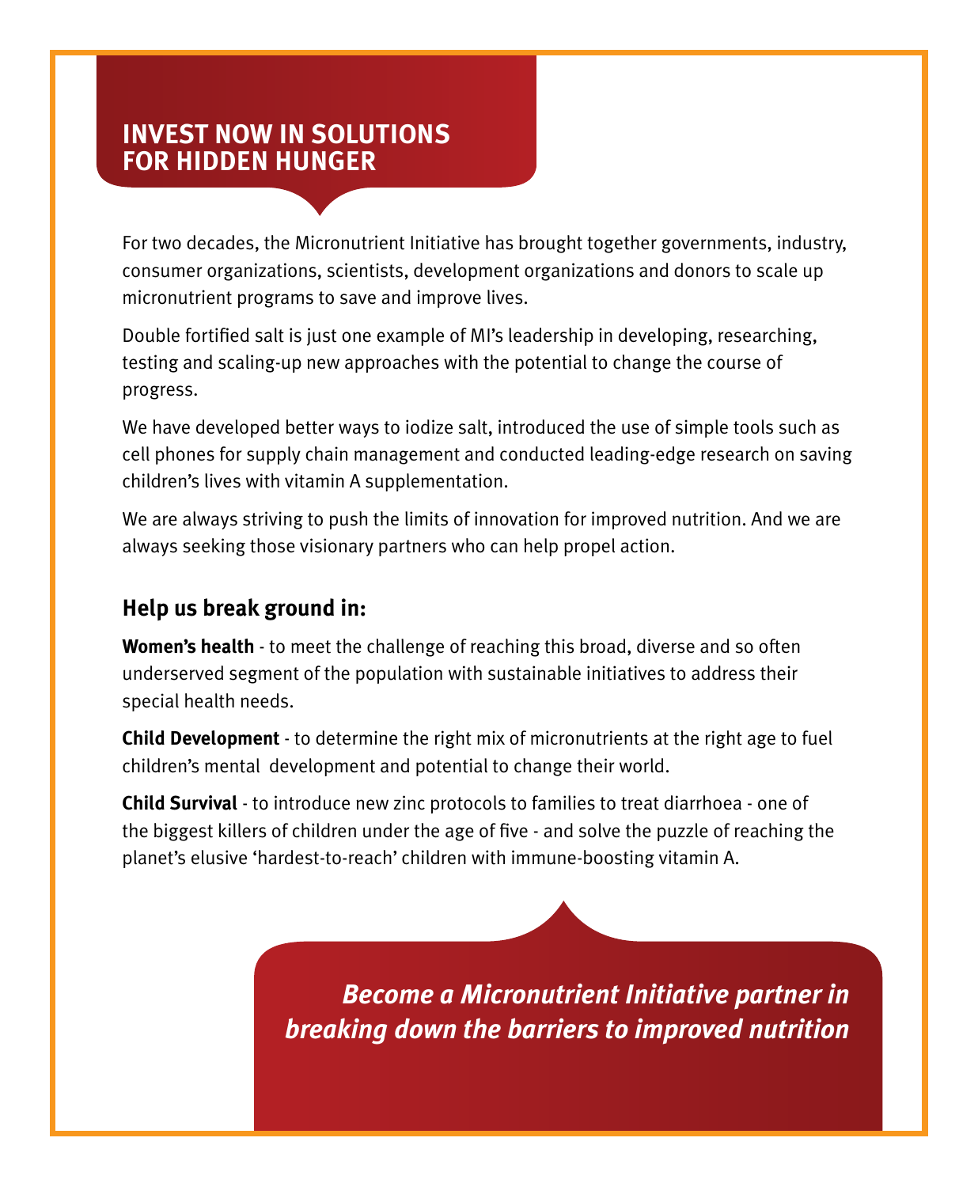# INVEST NOW IN SOLUTIONS FOR HIDDEN HUNGER

For two decades, the Micronutrient Initiative has brought together governments, industry, consumer organizations, scientists, development organizations and donors to scale up micronutrient programs to save and improve lives.

Double fortified salt is just one example of MI's leadership in developing, researching, testing and scaling-up new approaches with the potential to change the course of progress.

We have developed better ways to iodize salt, introduced the use of simple tools such as cell phones for supply chain management and conducted leading-edge research on saving children's lives with vitamin A supplementation.

We are always striving to push the limits of innovation for improved nutrition. And we are always seeking those visionary partners who can help propel action.

## Help us break ground in:

**Women's health** - to meet the challenge of reaching this broad, diverse and so often underserved segment of the population with sustainable initiatives to address their special health needs.

**Child Development** - to determine the right mix of micronutrients at the right age to fuel children's mental development and potential to change their world.

**Child Survival** - to introduce new zinc protocols to families to treat diarrhoea - one of the biggest killers of children under the age of five - and solve the puzzle of reaching the planet's elusive 'hardest-to-reach' children with immune-boosting vitamin A.

***Become a Micronutrient Initiative partner in breaking down the barriers to improved nutrition***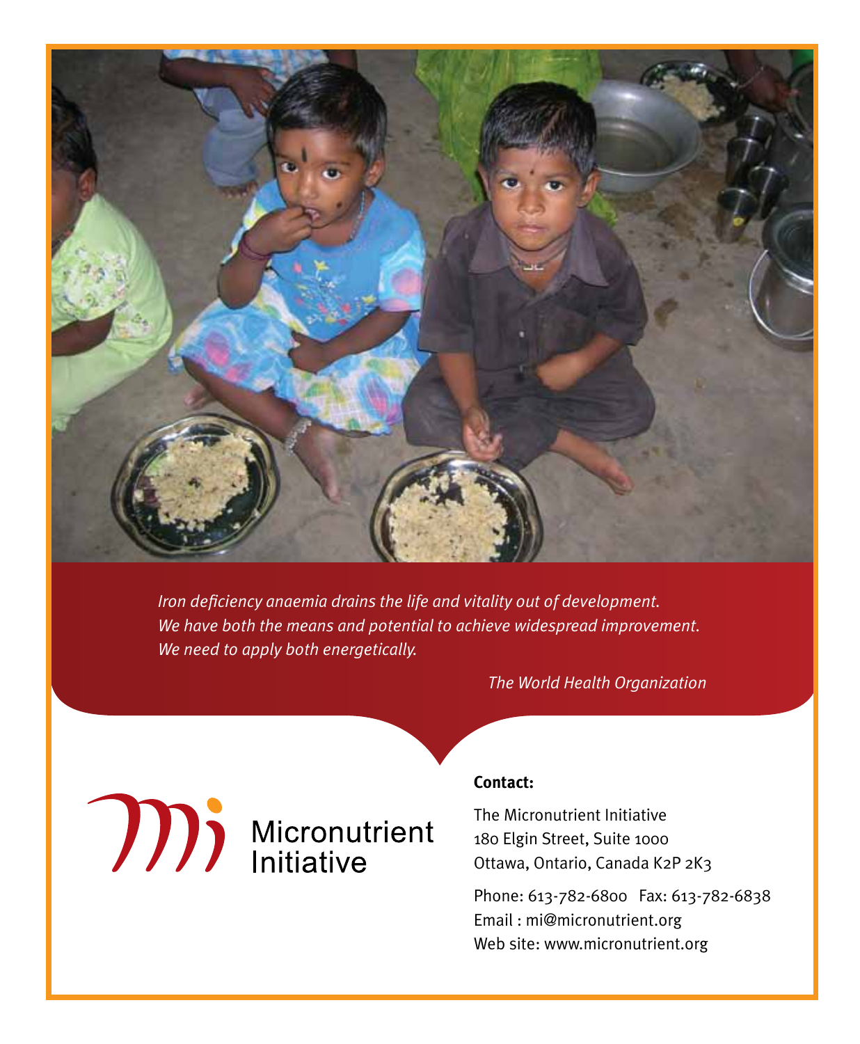*Iron deficiency anaemia drains the life and vitality out of development.*
*We have both the means and potential to achieve widespread improvement.*
*We need to apply both energetically.*

*The World Health Organization*

Micronutrient Initiative

**Contact:**

The Micronutrient Initiative
180 Elgin Street, Suite 1000
Ottawa, Ontario, Canada K2P 2K3

Phone: 613-782-6800 Fax: 613-782-6838
Email : mi@micronutrient.org
Web site: www.micronutrient.org